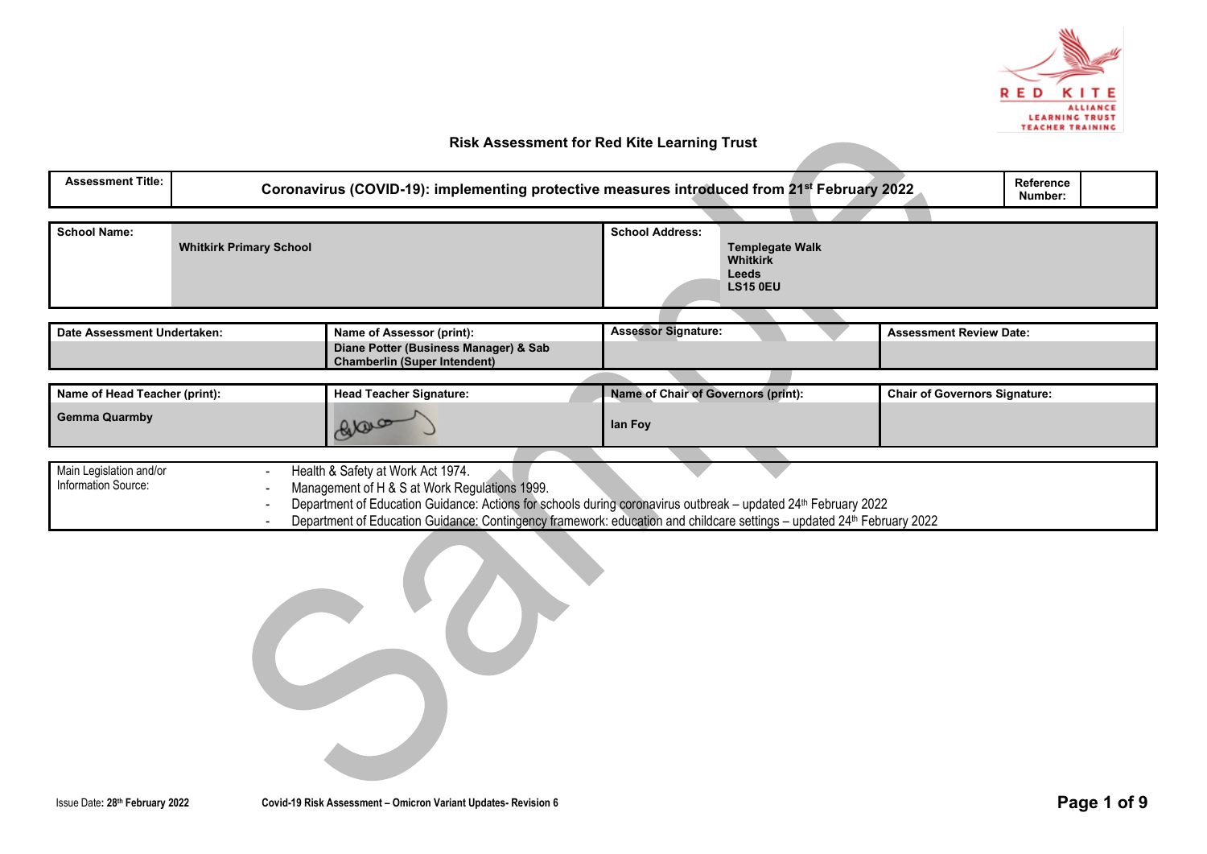# Risk Assessment for Red Kite Learning Trust

| Assessment Title: | Coronavirus (COVID-19): implementing protective measures introduced from 21st February 2022 | Reference Number: | |
|---|---|---|---|

| School Name: | Whitkirk Primary School | School Address: | Templegate Walk<br>Whitkirk<br>Leeds<br>LS15 0EU |
|---|---|---|---|

| Date Assessment Undertaken: | Name of Assessor (print): | Assessor Signature: | Assessment Review Date: |
|---|---|---|---|
| | Diane Potter (Business Manager) & Sab Chamberlin (Super Intendent) | | |

| Name of Head Teacher (print): | Head Teacher Signature: | Name of Chair of Governors (print): | Chair of Governors Signature: |
|---|---|---|---|
| Gemma Quarmby | [signature] | Ian Foy | |

| Main Legislation and/or Information Source: | - Health & Safety at Work Act 1974.<br>- Management of H & S at Work Regulations 1999.<br>- Department of Education Guidance: Actions for schools during coronavirus outbreak – updated 24th February 2022<br>- Department of Education Guidance: Contingency framework: education and childcare settings – updated 24th February 2022 |
|---|---|

Issue Date: 28th February 2022 — Covid-19 Risk Assessment – Omicron Variant Updates- Revision 6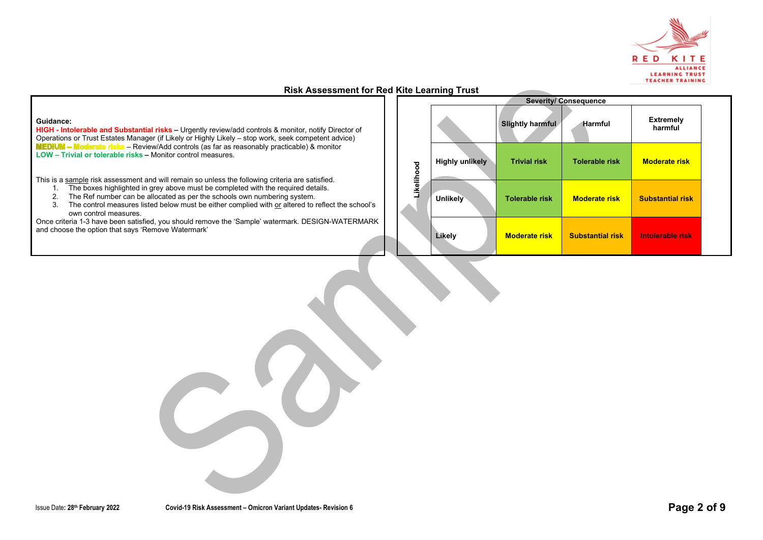## Risk Assessment for Red Kite Learning Trust

**Guidance:**

**HIGH - Intolerable and Substantial risks** – Urgently review/add controls & monitor, notify Director of Operations or Trust Estates Manager (if Likely or Highly Likely – stop work, seek competent advice)
**MEDIUM – Moderate risks** – Review/Add controls (as far as reasonably practicable) & monitor
**LOW – Trivial or tolerable risks** – Monitor control measures.

This is a sample risk assessment and will remain so unless the following criteria are satisfied.

1. The boxes highlighted in grey above must be completed with the required details.
2. The Ref number can be allocated as per the schools own numbering system.
3. The control measures listed below must be either complied with or altered to reflect the school's own control measures.

Once criteria 1-3 have been satisfied, you should remove the 'Sample' watermark. DESIGN-WATERMARK and choose the option that says 'Remove Watermark'

| | | Severity/ Consequence | | |
|---|---|---|---|---|
| **Likelihood** | | **Slightly harmful** | **Harmful** | **Extremely harmful** |
| | **Highly unlikely** | **Trivial risk** | **Tolerable risk** | **Moderate risk** |
| | **Unlikely** | **Tolerable risk** | **Moderate risk** | **Substantial risk** |
| | **Likely** | **Moderate risk** | **Substantial risk** | **Intolerable risk** |

Issue Date: 28th February 2022 Covid-19 Risk Assessment – Omicron Variant Updates- Revision 6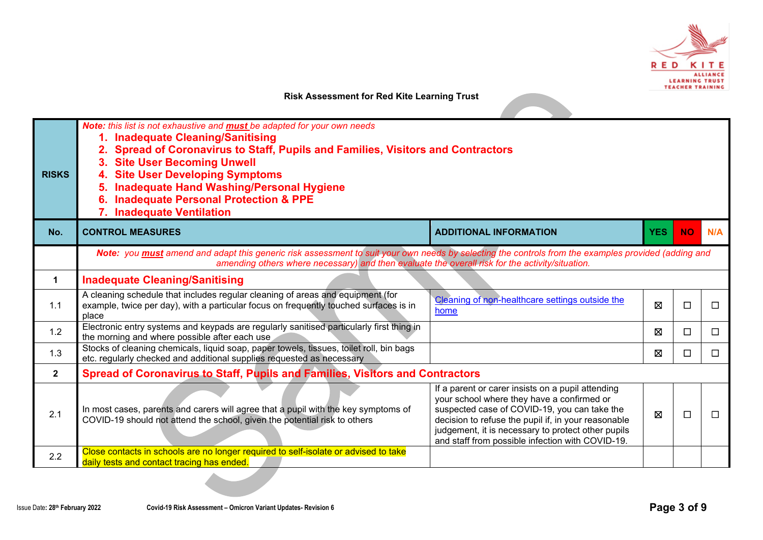**Risk Assessment for Red Kite Learning Trust**

| RISKS | *Note: this list is not exhaustive and **must** be adapted for your own needs*<br>1. **Inadequate Cleaning/Sanitising**<br>2. **Spread of Coronavirus to Staff, Pupils and Families, Visitors and Contractors**<br>3. **Site User Becoming Unwell**<br>4. **Site User Developing Symptoms**<br>5. **Inadequate Hand Washing/Personal Hygiene**<br>6. **Inadequate Personal Protection & PPE**<br>7. **Inadequate Ventilation** | | | | |
|---|---|---|---|---|---|
| **No.** | **CONTROL MEASURES** | **ADDITIONAL INFORMATION** | **YES** | **NO** | **N/A** |
| | ***Note:** you **must** amend and adapt this generic risk assessment to suit your own needs by selecting the controls from the examples provided (adding and amending others where necessary) and then evaluate the overall risk for the activity/situation.* | | | | |
| **1** | **Inadequate Cleaning/Sanitising** | | | | |
| 1.1 | A cleaning schedule that includes regular cleaning of areas and equipment (for example, twice per day), with a particular focus on frequently touched surfaces is in place | Cleaning of non-healthcare settings outside the home | ☒ | ☐ | ☐ |
| 1.2 | Electronic entry systems and keypads are regularly sanitised particularly first thing in the morning and where possible after each use | | ☒ | ☐ | ☐ |
| 1.3 | Stocks of cleaning chemicals, liquid soap, paper towels, tissues, toilet roll, bin bags etc. regularly checked and additional supplies requested as necessary | | ☒ | ☐ | ☐ |
| **2** | **Spread of Coronavirus to Staff, Pupils and Families, Visitors and Contractors** | | | | |
| 2.1 | In most cases, parents and carers will agree that a pupil with the key symptoms of COVID-19 should not attend the school, given the potential risk to others | If a parent or carer insists on a pupil attending your school where they have a confirmed or suspected case of COVID-19, you can take the decision to refuse the pupil if, in your reasonable judgement, it is necessary to protect other pupils and staff from possible infection with COVID-19. | ☒ | ☐ | ☐ |
| 2.2 | Close contacts in schools are no longer required to self-isolate or advised to take daily tests and contact tracing has ended. | | | | |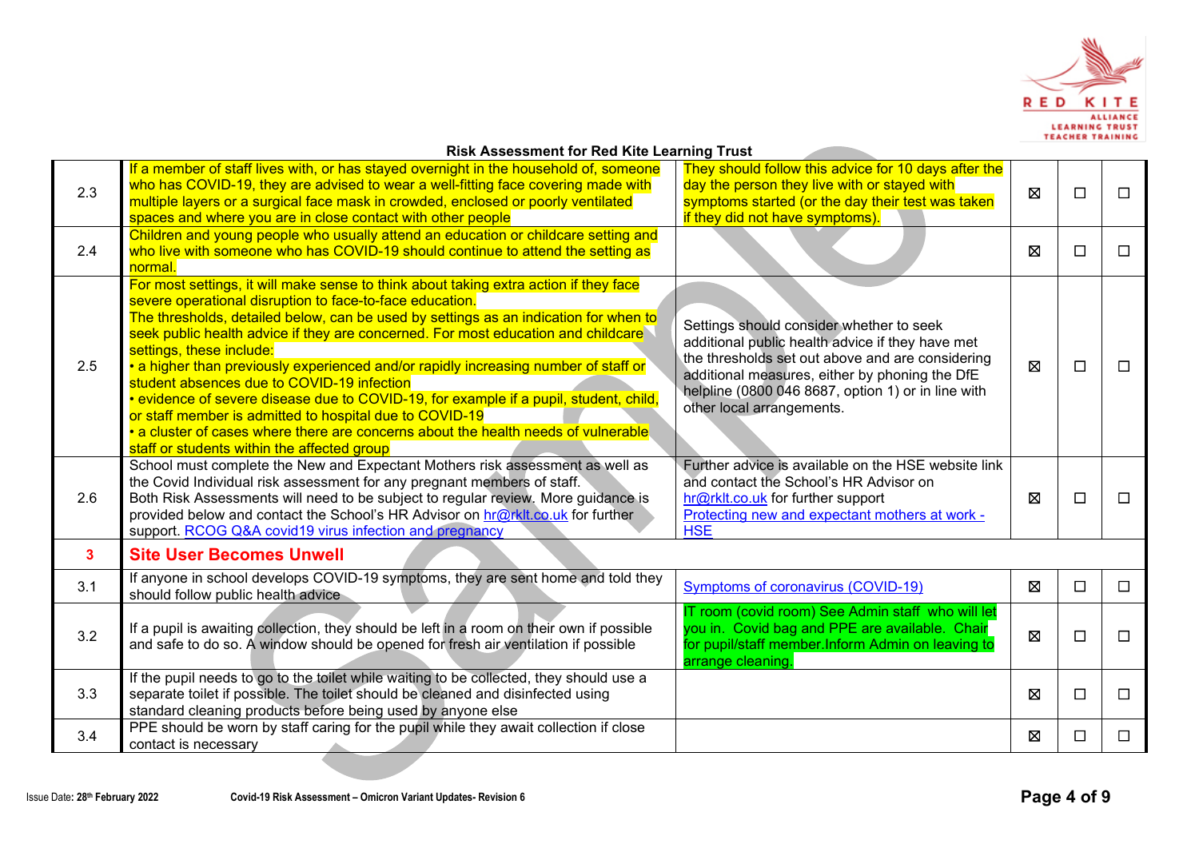**Risk Assessment for Red Kite Learning Trust**

| | | | | | |
|---|---|---|---|---|---|
| 2.3 | If a member of staff lives with, or has stayed overnight in the household of, someone who has COVID-19, they are advised to wear a well-fitting face covering made with multiple layers or a surgical face mask in crowded, enclosed or poorly ventilated spaces and where you are in close contact with other people | They should follow this advice for 10 days after the day the person they live with or stayed with symptoms started (or the day their test was taken if they did not have symptoms). | ☒ | ☐ | ☐ |
| 2.4 | Children and young people who usually attend an education or childcare setting and who live with someone who has COVID-19 should continue to attend the setting as normal. | | ☒ | ☐ | ☐ |
| 2.5 | For most settings, it will make sense to think about taking extra action if they face severe operational disruption to face-to-face education.<br>The thresholds, detailed below, can be used by settings as an indication for when to seek public health advice if they are concerned. For most education and childcare settings, these include:<br>• a higher than previously experienced and/or rapidly increasing number of staff or student absences due to COVID-19 infection<br>• evidence of severe disease due to COVID-19, for example if a pupil, student, child, or staff member is admitted to hospital due to COVID-19<br>• a cluster of cases where there are concerns about the health needs of vulnerable staff or students within the affected group | Settings should consider whether to seek additional public health advice if they have met the thresholds set out above and are considering additional measures, either by phoning the DfE helpline (0800 046 8687, option 1) or in line with other local arrangements. | ☒ | ☐ | ☐ |
| 2.6 | School must complete the New and Expectant Mothers risk assessment as well as the Covid Individual risk assessment for any pregnant members of staff.<br>Both Risk Assessments will need to be subject to regular review. More guidance is provided below and contact the School's HR Advisor on hr@rklt.co.uk for further support. RCOG Q&A covid19 virus infection and pregnancy | Further advice is available on the HSE website link and contact the School's HR Advisor on hr@rklt.co.uk for further support<br>Protecting new and expectant mothers at work - HSE | ☒ | ☐ | ☐ |
| **3** | **Site User Becomes Unwell** | | | | |
| 3.1 | If anyone in school develops COVID-19 symptoms, they are sent home and told they should follow public health advice | Symptoms of coronavirus (COVID-19) | ☒ | ☐ | ☐ |
| 3.2 | If a pupil is awaiting collection, they should be left in a room on their own if possible and safe to do so. A window should be opened for fresh air ventilation if possible | IT room (covid room) See Admin staff who will let you in. Covid bag and PPE are available. Chair for pupil/staff member.Inform Admin on leaving to arrange cleaning. | ☒ | ☐ | ☐ |
| 3.3 | If the pupil needs to go to the toilet while waiting to be collected, they should use a separate toilet if possible. The toilet should be cleaned and disinfected using standard cleaning products before being used by anyone else | | ☒ | ☐ | ☐ |
| 3.4 | PPE should be worn by staff caring for the pupil while they await collection if close contact is necessary | | ☒ | ☐ | ☐ |

Issue Date: 28th February 2022 Covid-19 Risk Assessment – Omicron Variant Updates- Revision 6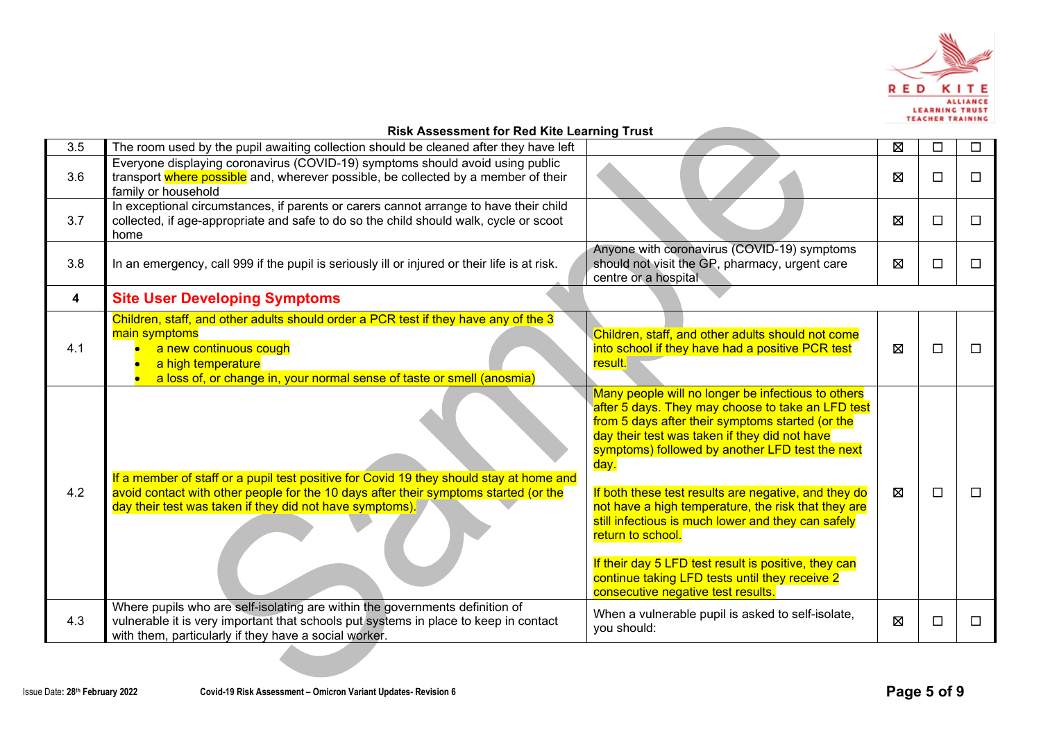**Risk Assessment for Red Kite Learning Trust**

| | | | | | |
|---|---|---|---|---|---|
| 3.5 | The room used by the pupil awaiting collection should be cleaned after they have left | | ☒ | ☐ | ☐ |
| 3.6 | Everyone displaying coronavirus (COVID-19) symptoms should avoid using public transport where possible and, wherever possible, be collected by a member of their family or household | | ☒ | ☐ | ☐ |
| 3.7 | In exceptional circumstances, if parents or carers cannot arrange to have their child collected, if age-appropriate and safe to do so the child should walk, cycle or scoot home | | ☒ | ☐ | ☐ |
| 3.8 | In an emergency, call 999 if the pupil is seriously ill or injured or their life is at risk. | Anyone with coronavirus (COVID-19) symptoms should not visit the GP, pharmacy, urgent care centre or a hospital | ☒ | ☐ | ☐ |
| **4** | **Site User Developing Symptoms** | | | | |
| 4.1 | Children, staff, and other adults should order a PCR test if they have any of the 3 main symptoms<br>• a new continuous cough<br>• a high temperature<br>• a loss of, or change in, your normal sense of taste or smell (anosmia) | Children, staff, and other adults should not come into school if they have had a positive PCR test result. | ☒ | ☐ | ☐ |
| 4.2 | If a member of staff or a pupil test positive for Covid 19 they should stay at home and avoid contact with other people for the 10 days after their symptoms started (or the day their test was taken if they did not have symptoms). | Many people will no longer be infectious to others after 5 days. They may choose to take an LFD test from 5 days after their symptoms started (or the day their test was taken if they did not have symptoms) followed by another LFD test the next day.<br><br>If both these test results are negative, and they do not have a high temperature, the risk that they are still infectious is much lower and they can safely return to school.<br><br>If their day 5 LFD test result is positive, they can continue taking LFD tests until they receive 2 consecutive negative test results. | ☒ | ☐ | ☐ |
| 4.3 | Where pupils who are self-isolating are within the governments definition of vulnerable it is very important that schools put systems in place to keep in contact with them, particularly if they have a social worker. | When a vulnerable pupil is asked to self-isolate, you should: | ☒ | ☐ | ☐ |

Issue Date: 28th February 2022 Covid-19 Risk Assessment – Omicron Variant Updates- Revision 6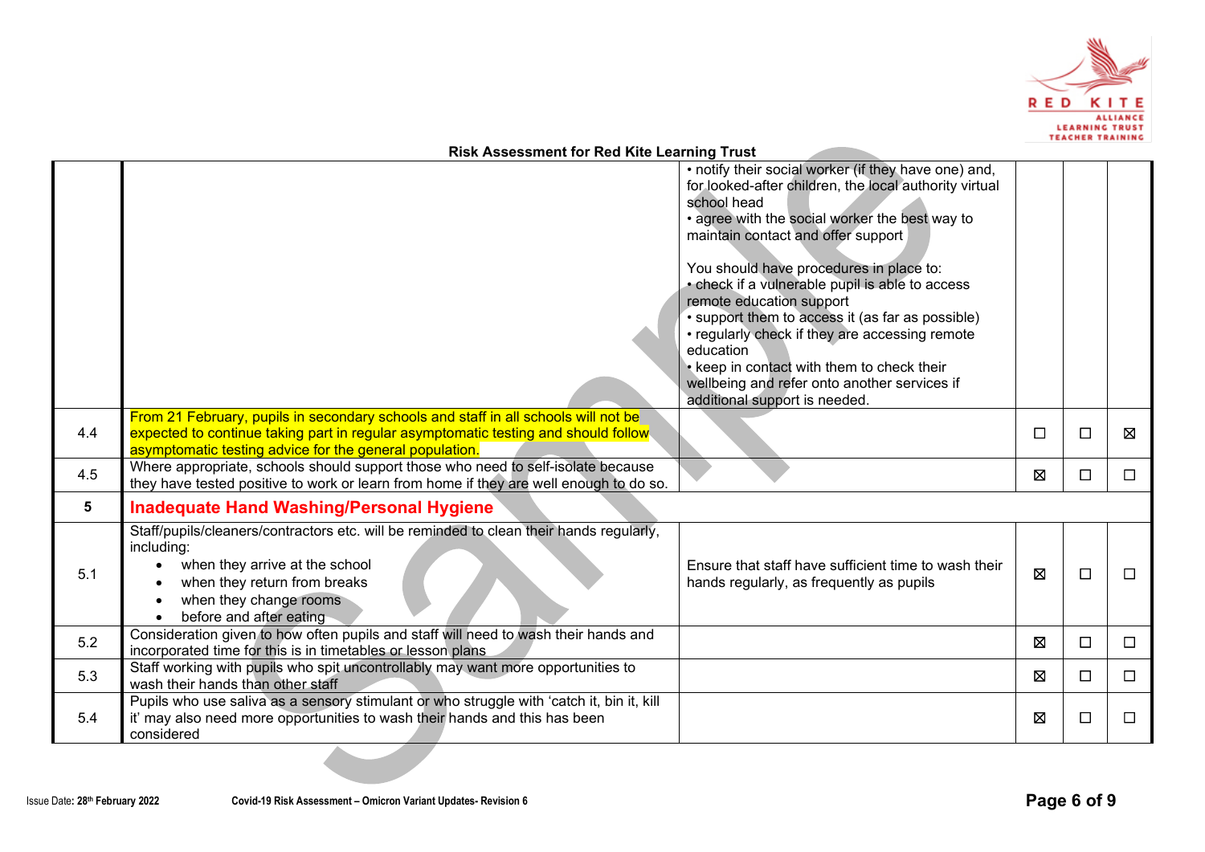**Risk Assessment for Red Kite Learning Trust**

| | | | | | |
|---|---|---|---|---|---|
| | | • notify their social worker (if they have one) and, for looked-after children, the local authority virtual school head<br>• agree with the social worker the best way to maintain contact and offer support<br><br>You should have procedures in place to:<br>• check if a vulnerable pupil is able to access remote education support<br>• support them to access it (as far as possible)<br>• regularly check if they are accessing remote education<br>• keep in contact with them to check their wellbeing and refer onto another services if additional support is needed. | | | |
| 4.4 | From 21 February, pupils in secondary schools and staff in all schools will not be expected to continue taking part in regular asymptomatic testing and should follow asymptomatic testing advice for the general population. | | ☐ | ☐ | ☒ |
| 4.5 | Where appropriate, schools should support those who need to self-isolate because they have tested positive to work or learn from home if they are well enough to do so. | | ☒ | ☐ | ☐ |
| **5** | **Inadequate Hand Washing/Personal Hygiene** | | | | |
| 5.1 | Staff/pupils/cleaners/contractors etc. will be reminded to clean their hands regularly, including:<br>• when they arrive at the school<br>• when they return from breaks<br>• when they change rooms<br>• before and after eating | Ensure that staff have sufficient time to wash their hands regularly, as frequently as pupils | ☒ | ☐ | ☐ |
| 5.2 | Consideration given to how often pupils and staff will need to wash their hands and incorporated time for this is in timetables or lesson plans | | ☒ | ☐ | ☐ |
| 5.3 | Staff working with pupils who spit uncontrollably may want more opportunities to wash their hands than other staff | | ☒ | ☐ | ☐ |
| 5.4 | Pupils who use saliva as a sensory stimulant or who struggle with 'catch it, bin it, kill it' may also need more opportunities to wash their hands and this has been considered | | ☒ | ☐ | ☐ |

Issue Date: 28th February 2022 Covid-19 Risk Assessment – Omicron Variant Updates- Revision 6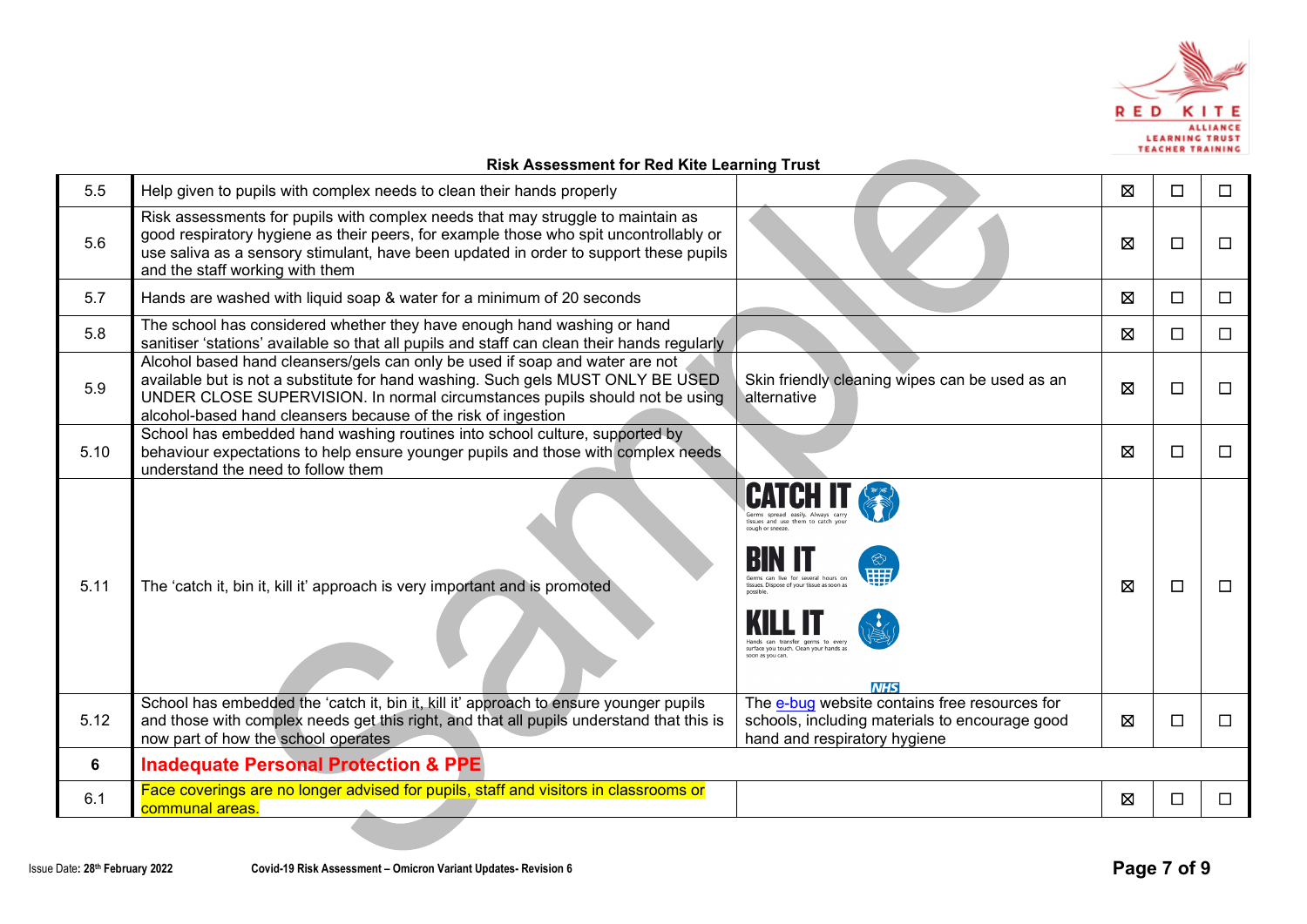**Risk Assessment for Red Kite Learning Trust**

| | | | | | |
|---|---|---|---|---|---|
| 5.5 | Help given to pupils with complex needs to clean their hands properly | | ☒ | ☐ | ☐ |
| 5.6 | Risk assessments for pupils with complex needs that may struggle to maintain as good respiratory hygiene as their peers, for example those who spit uncontrollably or use saliva as a sensory stimulant, have been updated in order to support these pupils and the staff working with them | | ☒ | ☐ | ☐ |
| 5.7 | Hands are washed with liquid soap & water for a minimum of 20 seconds | | ☒ | ☐ | ☐ |
| 5.8 | The school has considered whether they have enough hand washing or hand sanitiser 'stations' available so that all pupils and staff can clean their hands regularly | | ☒ | ☐ | ☐ |
| 5.9 | Alcohol based hand cleansers/gels can only be used if soap and water are not available but is not a substitute for hand washing. Such gels MUST ONLY BE USED UNDER CLOSE SUPERVISION. In normal circumstances pupils should not be using alcohol-based hand cleansers because of the risk of ingestion | Skin friendly cleaning wipes can be used as an alternative | ☒ | ☐ | ☐ |
| 5.10 | School has embedded hand washing routines into school culture, supported by behaviour expectations to help ensure younger pupils and those with complex needs understand the need to follow them | | ☒ | ☐ | ☐ |
| 5.11 | The 'catch it, bin it, kill it' approach is very important and is promoted | **CATCH IT** Germs spread easily. Always carry tissues and use them to catch your cough or sneeze. **BIN IT** Germs can live for several hours on tissues. Dispose of your tissue as soon as possible. **KILL IT** Hands can transfer germs to every surface you touch. Clean your hands as soon as you can. NHS | ☒ | ☐ | ☐ |
| 5.12 | School has embedded the 'catch it, bin it, kill it' approach to ensure younger pupils and those with complex needs get this right, and that all pupils understand that this is now part of how the school operates | The e-bug website contains free resources for schools, including materials to encourage good hand and respiratory hygiene | ☒ | ☐ | ☐ |
| **6** | **Inadequate Personal Protection & PPE** | | | | |
| 6.1 | Face coverings are no longer advised for pupils, staff and visitors in classrooms or communal areas. | | ☒ | ☐ | ☐ |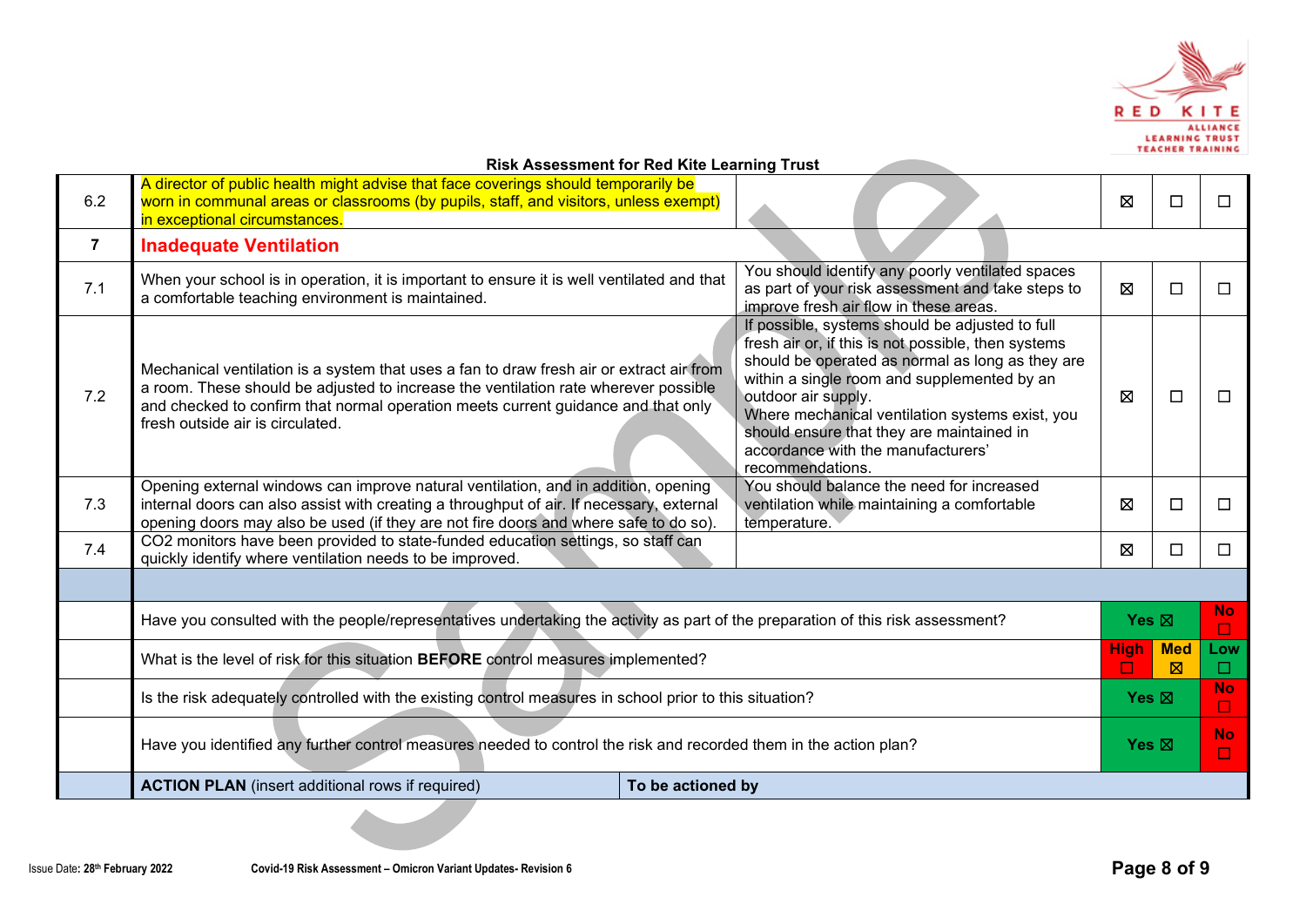**Risk Assessment for Red Kite Learning Trust**

| | | | | | |
|---|---|---|---|---|---|
| 6.2 | A director of public health might advise that face coverings should temporarily be worn in communal areas or classrooms (by pupils, staff, and visitors, unless exempt) in exceptional circumstances. | | ☒ | ☐ | ☐ |
| **7** | **Inadequate Ventilation** | | | | |
| 7.1 | When your school is in operation, it is important to ensure it is well ventilated and that a comfortable teaching environment is maintained. | You should identify any poorly ventilated spaces as part of your risk assessment and take steps to improve fresh air flow in these areas. | ☒ | ☐ | ☐ |
| 7.2 | Mechanical ventilation is a system that uses a fan to draw fresh air or extract air from a room. These should be adjusted to increase the ventilation rate wherever possible and checked to confirm that normal operation meets current guidance and that only fresh outside air is circulated. | If possible, systems should be adjusted to full fresh air or, if this is not possible, then systems should be operated as normal as long as they are within a single room and supplemented by an outdoor air supply.<br>Where mechanical ventilation systems exist, you should ensure that they are maintained in accordance with the manufacturers' recommendations. | ☒ | ☐ | ☐ |
| 7.3 | Opening external windows can improve natural ventilation, and in addition, opening internal doors can also assist with creating a throughput of air. If necessary, external opening doors may also be used (if they are not fire doors and where safe to do so). | You should balance the need for increased ventilation while maintaining a comfortable temperature. | ☒ | ☐ | ☐ |
| 7.4 | $CO_2$ monitors have been provided to state-funded education settings, so staff can quickly identify where ventilation needs to be improved. | | ☒ | ☐ | ☐ |
| | | | | | |
| | Have you consulted with the people/representatives undertaking the activity as part of the preparation of this risk assessment? | | Yes ☒ | | No ☐ |
| | What is the level of risk for this situation **BEFORE** control measures implemented? | | High ☐ | Med ☒ | Low ☐ |
| | Is the risk adequately controlled with the existing control measures in school prior to this situation? | | Yes ☒ | | No ☐ |
| | Have you identified any further control measures needed to control the risk and recorded them in the action plan? | | Yes ☒ | | No ☐ |
| | **ACTION PLAN** (insert additional rows if required) | **To be actioned by** | | | |

Issue Date: 28th February 2022 Covid-19 Risk Assessment – Omicron Variant Updates- Revision 6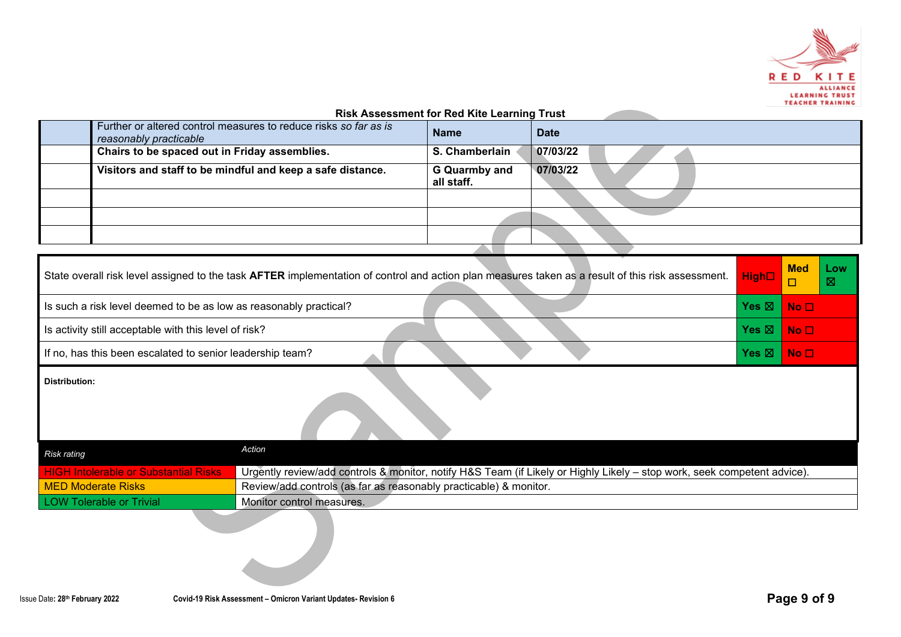**Risk Assessment for Red Kite Learning Trust**

| | Further or altered control measures to reduce risks *so far as is reasonably practicable* | Name | Date |
|---|---|---|---|
| | **Chairs to be spaced out in Friday assemblies.** | **S. Chamberlain** | **07/03/22** |
| | **Visitors and staff to be mindful and keep a safe distance.** | **G Quarmby and all staff.** | **07/03/22** |
| | | | |
| | | | |
| | | | |

| | | | |
|---|---|---|---|
| State overall risk level assigned to the task **AFTER** implementation of control and action plan measures taken as a result of this risk assessment. | **High☐** | **Med ☐** | **Low ☒** |
| Is such a risk level deemed to be as low as reasonably practical? | **Yes ☒** | **No ☐** | |
| Is activity still acceptable with this level of risk? | **Yes ☒** | **No ☐** | |
| If no, has this been escalated to senior leadership team? | **Yes ☒** | **No ☐** | |

**Distribution:**

| *Risk rating* | *Action* |
|---|---|
| HIGH Intolerable or Substantial Risks | Urgently review/add controls & monitor, notify H&S Team (if Likely or Highly Likely – stop work, seek competent advice). |
| MED Moderate Risks | Review/add controls (as far as reasonably practicable) & monitor. |
| LOW Tolerable or Trivial | Monitor control measures. |

Issue Date: 28th February 2022 — Covid-19 Risk Assessment – Omicron Variant Updates- Revision 6